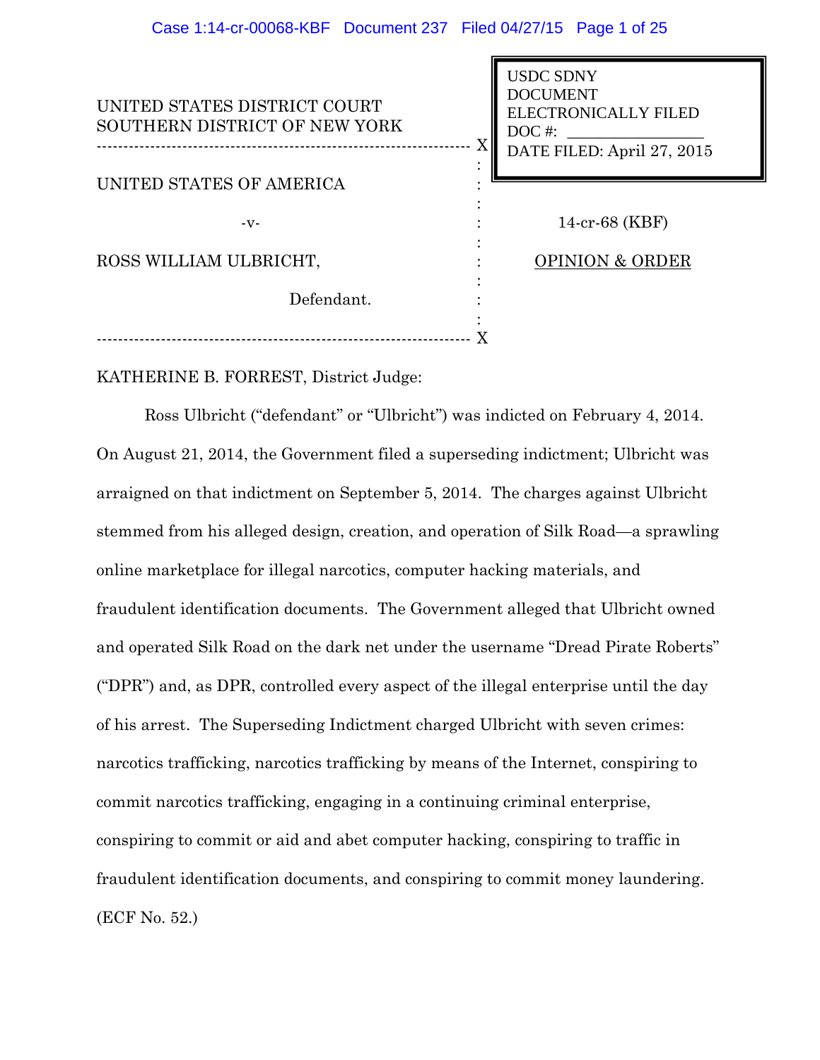UNITED STATES DISTRICT COURT
SOUTHERN DISTRICT OF NEW YORK

USDC SDNY
DOCUMENT
ELECTRONICALLY FILED
DOC #:
DATE FILED: April 27, 2015

UNITED STATES OF AMERICA

-v-

ROSS WILLIAM ULBRICHT,

Defendant.

14-cr-68 (KBF)

OPINION & ORDER

KATHERINE B. FORREST, District Judge:

Ross Ulbricht ("defendant" or "Ulbricht") was indicted on February 4, 2014. On August 21, 2014, the Government filed a superseding indictment; Ulbricht was arraigned on that indictment on September 5, 2014. The charges against Ulbricht stemmed from his alleged design, creation, and operation of Silk Road—a sprawling online marketplace for illegal narcotics, computer hacking materials, and fraudulent identification documents. The Government alleged that Ulbricht owned and operated Silk Road on the dark net under the username "Dread Pirate Roberts" ("DPR") and, as DPR, controlled every aspect of the illegal enterprise until the day of his arrest. The Superseding Indictment charged Ulbricht with seven crimes: narcotics trafficking, narcotics trafficking by means of the Internet, conspiring to commit narcotics trafficking, engaging in a continuing criminal enterprise, conspiring to commit or aid and abet computer hacking, conspiring to traffic in fraudulent identification documents, and conspiring to commit money laundering. (ECF No. 52.)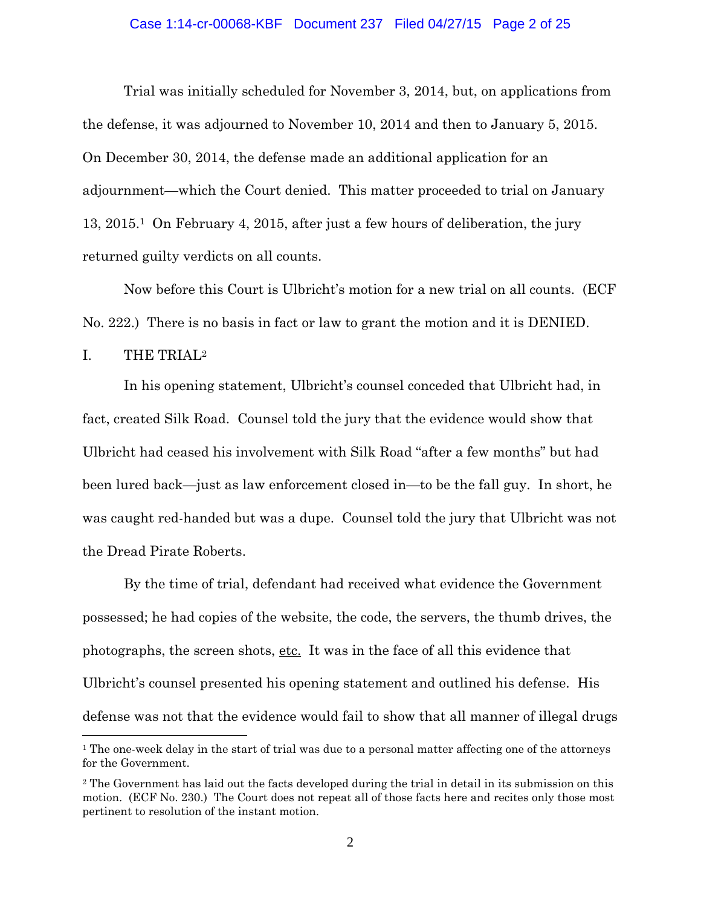Trial was initially scheduled for November 3, 2014, but, on applications from the defense, it was adjourned to November 10, 2014 and then to January 5, 2015. On December 30, 2014, the defense made an additional application for an adjournment—which the Court denied. This matter proceeded to trial on January 13, 2015.[1] On February 4, 2015, after just a few hours of deliberation, the jury returned guilty verdicts on all counts.

Now before this Court is Ulbricht's motion for a new trial on all counts. (ECF No. 222.) There is no basis in fact or law to grant the motion and it is DENIED.

## I. THE TRIAL[2]

In his opening statement, Ulbricht's counsel conceded that Ulbricht had, in fact, created Silk Road. Counsel told the jury that the evidence would show that Ulbricht had ceased his involvement with Silk Road "after a few months" but had been lured back—just as law enforcement closed in—to be the fall guy. In short, he was caught red-handed but was a dupe. Counsel told the jury that Ulbricht was not the Dread Pirate Roberts.

By the time of trial, defendant had received what evidence the Government possessed; he had copies of the website, the code, the servers, the thumb drives, the photographs, the screen shots, etc. It was in the face of all this evidence that Ulbricht's counsel presented his opening statement and outlined his defense. His defense was not that the evidence would fail to show that all manner of illegal drugs

---

[1] The one-week delay in the start of trial was due to a personal matter affecting one of the attorneys for the Government.

[2] The Government has laid out the facts developed during the trial in detail in its submission on this motion. (ECF No. 230.) The Court does not repeat all of those facts here and recites only those most pertinent to resolution of the instant motion.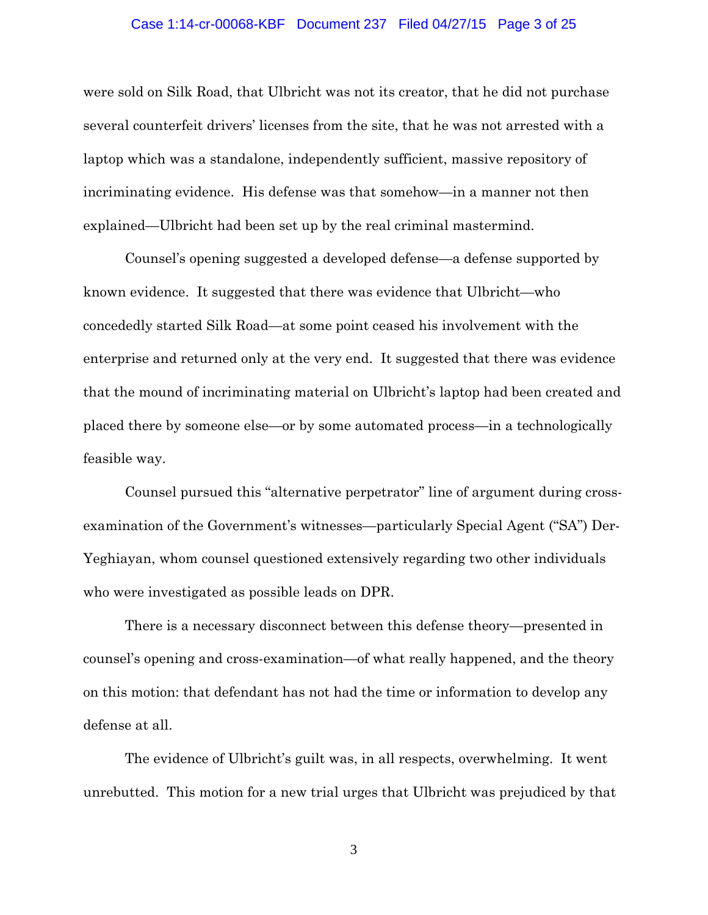were sold on Silk Road, that Ulbricht was not its creator, that he did not purchase several counterfeit drivers' licenses from the site, that he was not arrested with a laptop which was a standalone, independently sufficient, massive repository of incriminating evidence. His defense was that somehow—in a manner not then explained—Ulbricht had been set up by the real criminal mastermind.

Counsel's opening suggested a developed defense—a defense supported by known evidence. It suggested that there was evidence that Ulbricht—who concededly started Silk Road—at some point ceased his involvement with the enterprise and returned only at the very end. It suggested that there was evidence that the mound of incriminating material on Ulbricht's laptop had been created and placed there by someone else—or by some automated process—in a technologically feasible way.

Counsel pursued this "alternative perpetrator" line of argument during cross-examination of the Government's witnesses—particularly Special Agent ("SA") Der-Yeghiayan, whom counsel questioned extensively regarding two other individuals who were investigated as possible leads on DPR.

There is a necessary disconnect between this defense theory—presented in counsel's opening and cross-examination—of what really happened, and the theory on this motion: that defendant has not had the time or information to develop any defense at all.

The evidence of Ulbricht's guilt was, in all respects, overwhelming. It went unrebutted. This motion for a new trial urges that Ulbricht was prejudiced by that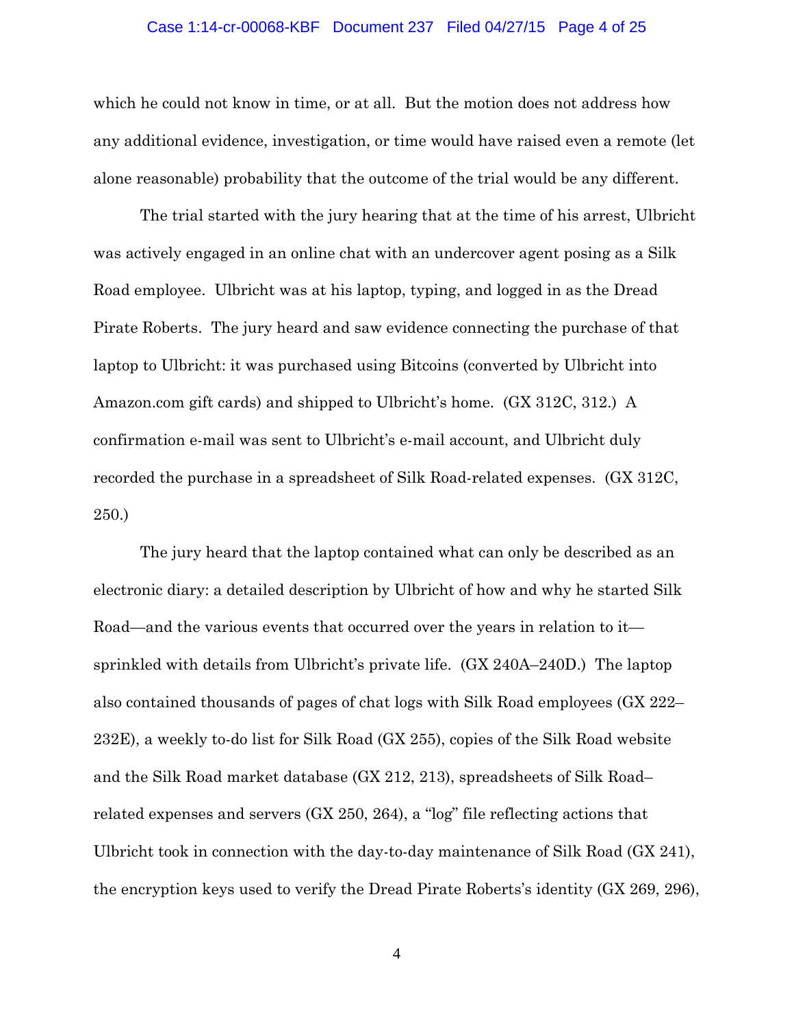which he could not know in time, or at all. But the motion does not address how any additional evidence, investigation, or time would have raised even a remote (let alone reasonable) probability that the outcome of the trial would be any different.

The trial started with the jury hearing that at the time of his arrest, Ulbricht was actively engaged in an online chat with an undercover agent posing as a Silk Road employee. Ulbricht was at his laptop, typing, and logged in as the Dread Pirate Roberts. The jury heard and saw evidence connecting the purchase of that laptop to Ulbricht: it was purchased using Bitcoins (converted by Ulbricht into Amazon.com gift cards) and shipped to Ulbricht's home. (GX 312C, 312.) A confirmation e-mail was sent to Ulbricht's e-mail account, and Ulbricht duly recorded the purchase in a spreadsheet of Silk Road-related expenses. (GX 312C, 250.)

The jury heard that the laptop contained what can only be described as an electronic diary: a detailed description by Ulbricht of how and why he started Silk Road—and the various events that occurred over the years in relation to it—sprinkled with details from Ulbricht's private life. (GX 240A–240D.) The laptop also contained thousands of pages of chat logs with Silk Road employees (GX 222–232E), a weekly to-do list for Silk Road (GX 255), copies of the Silk Road website and the Silk Road market database (GX 212, 213), spreadsheets of Silk Road–related expenses and servers (GX 250, 264), a "log" file reflecting actions that Ulbricht took in connection with the day-to-day maintenance of Silk Road (GX 241), the encryption keys used to verify the Dread Pirate Roberts's identity (GX 269, 296),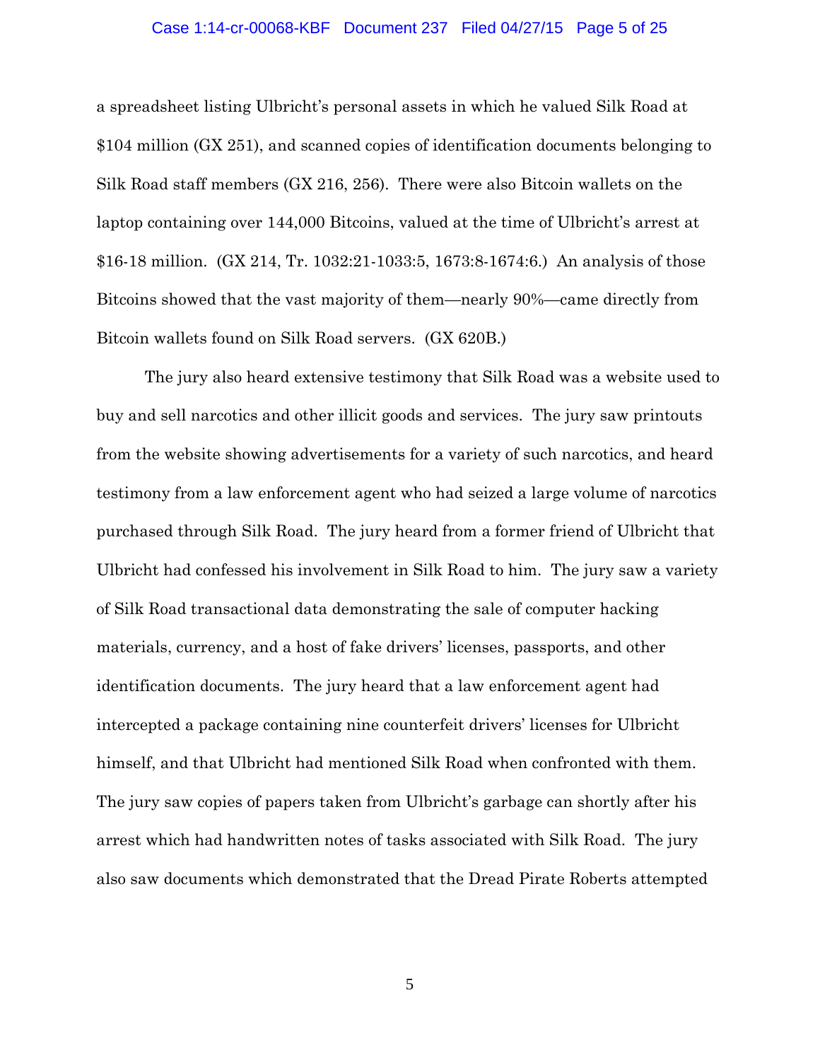a spreadsheet listing Ulbricht's personal assets in which he valued Silk Road at $104 million (GX 251), and scanned copies of identification documents belonging to Silk Road staff members (GX 216, 256). There were also Bitcoin wallets on the laptop containing over 144,000 Bitcoins, valued at the time of Ulbricht's arrest at $16-18 million. (GX 214, Tr. 1032:21-1033:5, 1673:8-1674:6.) An analysis of those Bitcoins showed that the vast majority of them—nearly 90%—came directly from Bitcoin wallets found on Silk Road servers. (GX 620B.)

The jury also heard extensive testimony that Silk Road was a website used to buy and sell narcotics and other illicit goods and services. The jury saw printouts from the website showing advertisements for a variety of such narcotics, and heard testimony from a law enforcement agent who had seized a large volume of narcotics purchased through Silk Road. The jury heard from a former friend of Ulbricht that Ulbricht had confessed his involvement in Silk Road to him. The jury saw a variety of Silk Road transactional data demonstrating the sale of computer hacking materials, currency, and a host of fake drivers' licenses, passports, and other identification documents. The jury heard that a law enforcement agent had intercepted a package containing nine counterfeit drivers' licenses for Ulbricht himself, and that Ulbricht had mentioned Silk Road when confronted with them. The jury saw copies of papers taken from Ulbricht's garbage can shortly after his arrest which had handwritten notes of tasks associated with Silk Road. The jury also saw documents which demonstrated that the Dread Pirate Roberts attempted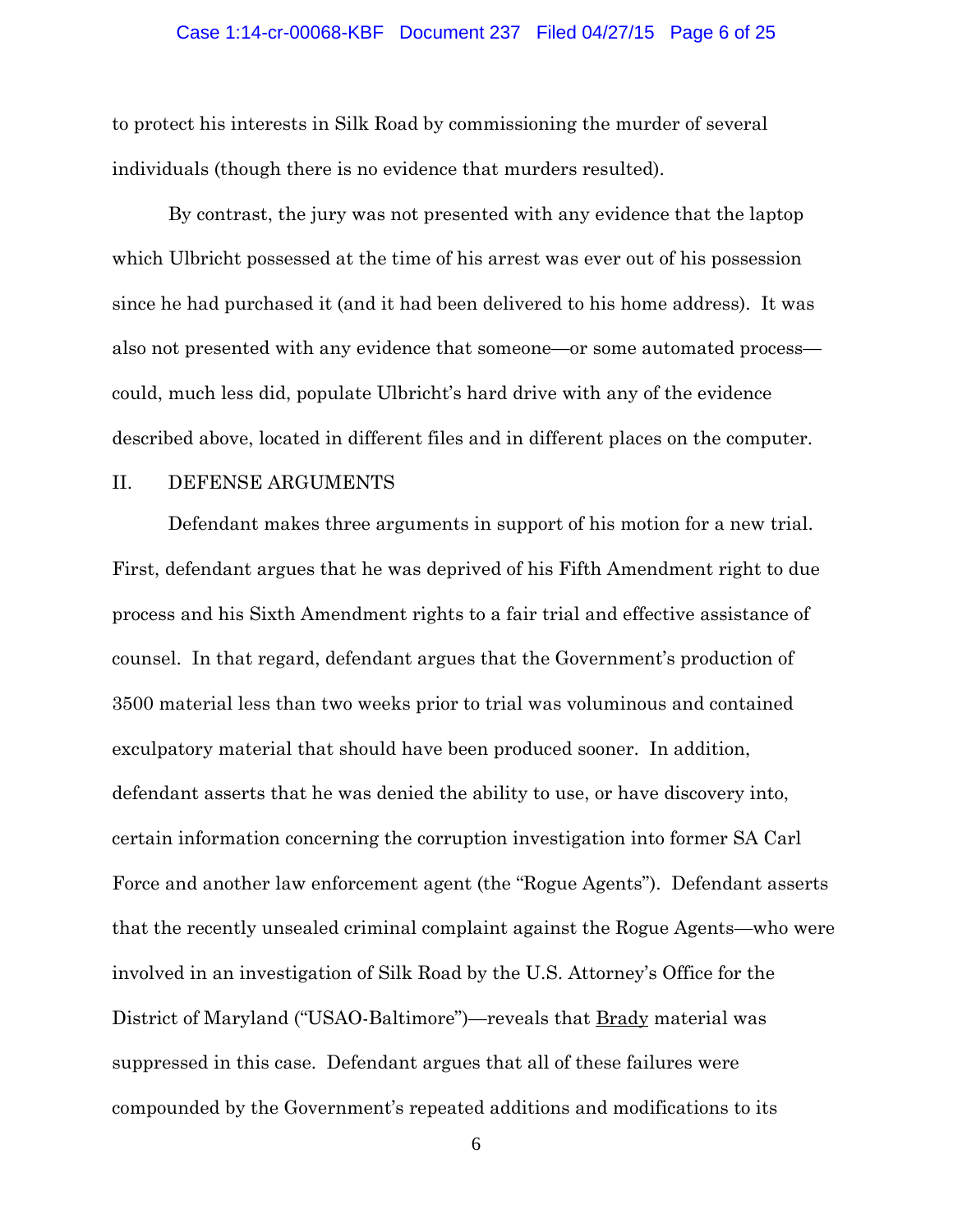to protect his interests in Silk Road by commissioning the murder of several individuals (though there is no evidence that murders resulted).

By contrast, the jury was not presented with any evidence that the laptop which Ulbricht possessed at the time of his arrest was ever out of his possession since he had purchased it (and it had been delivered to his home address). It was also not presented with any evidence that someone—or some automated process—could, much less did, populate Ulbricht's hard drive with any of the evidence described above, located in different files and in different places on the computer.

## II. DEFENSE ARGUMENTS

Defendant makes three arguments in support of his motion for a new trial. First, defendant argues that he was deprived of his Fifth Amendment right to due process and his Sixth Amendment rights to a fair trial and effective assistance of counsel. In that regard, defendant argues that the Government's production of 3500 material less than two weeks prior to trial was voluminous and contained exculpatory material that should have been produced sooner. In addition, defendant asserts that he was denied the ability to use, or have discovery into, certain information concerning the corruption investigation into former SA Carl Force and another law enforcement agent (the "Rogue Agents"). Defendant asserts that the recently unsealed criminal complaint against the Rogue Agents—who were involved in an investigation of Silk Road by the U.S. Attorney's Office for the District of Maryland ("USAO-Baltimore")—reveals that Brady material was suppressed in this case. Defendant argues that all of these failures were compounded by the Government's repeated additions and modifications to its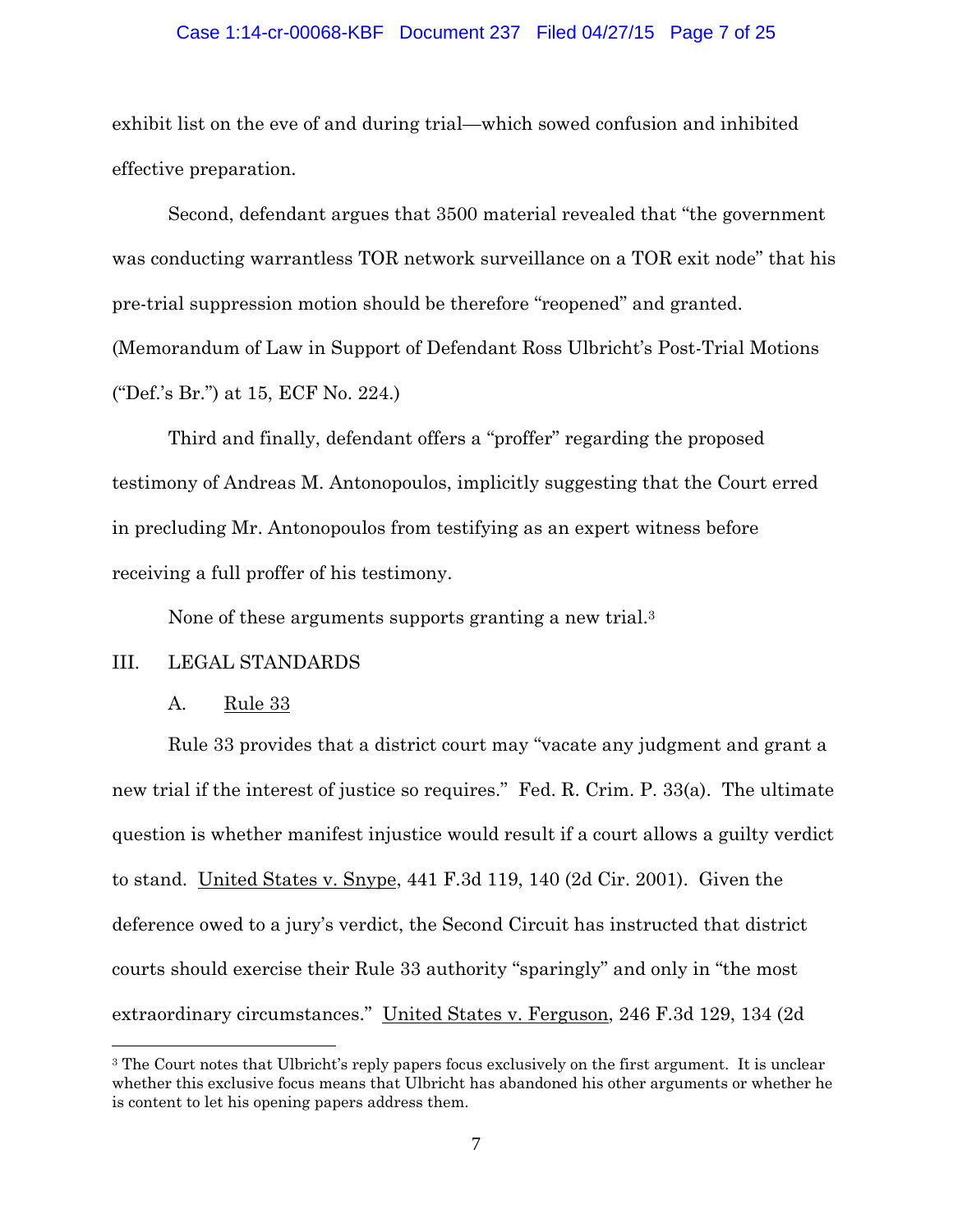exhibit list on the eve of and during trial—which sowed confusion and inhibited effective preparation.

Second, defendant argues that 3500 material revealed that "the government was conducting warrantless TOR network surveillance on a TOR exit node" that his pre-trial suppression motion should be therefore "reopened" and granted. (Memorandum of Law in Support of Defendant Ross Ulbricht's Post-Trial Motions ("Def.'s Br.") at 15, ECF No. 224.)

Third and finally, defendant offers a "proffer" regarding the proposed testimony of Andreas M. Antonopoulos, implicitly suggesting that the Court erred in precluding Mr. Antonopoulos from testifying as an expert witness before receiving a full proffer of his testimony.

None of these arguments supports granting a new trial.[3]

## III. LEGAL STANDARDS

### A. Rule 33

Rule 33 provides that a district court may "vacate any judgment and grant a new trial if the interest of justice so requires." Fed. R. Crim. P. 33(a). The ultimate question is whether manifest injustice would result if a court allows a guilty verdict to stand. United States v. Snype, 441 F.3d 119, 140 (2d Cir. 2001). Given the deference owed to a jury's verdict, the Second Circuit has instructed that district courts should exercise their Rule 33 authority "sparingly" and only in "the most extraordinary circumstances." United States v. Ferguson, 246 F.3d 129, 134 (2d

---

[3] The Court notes that Ulbricht's reply papers focus exclusively on the first argument. It is unclear whether this exclusive focus means that Ulbricht has abandoned his other arguments or whether he is content to let his opening papers address them.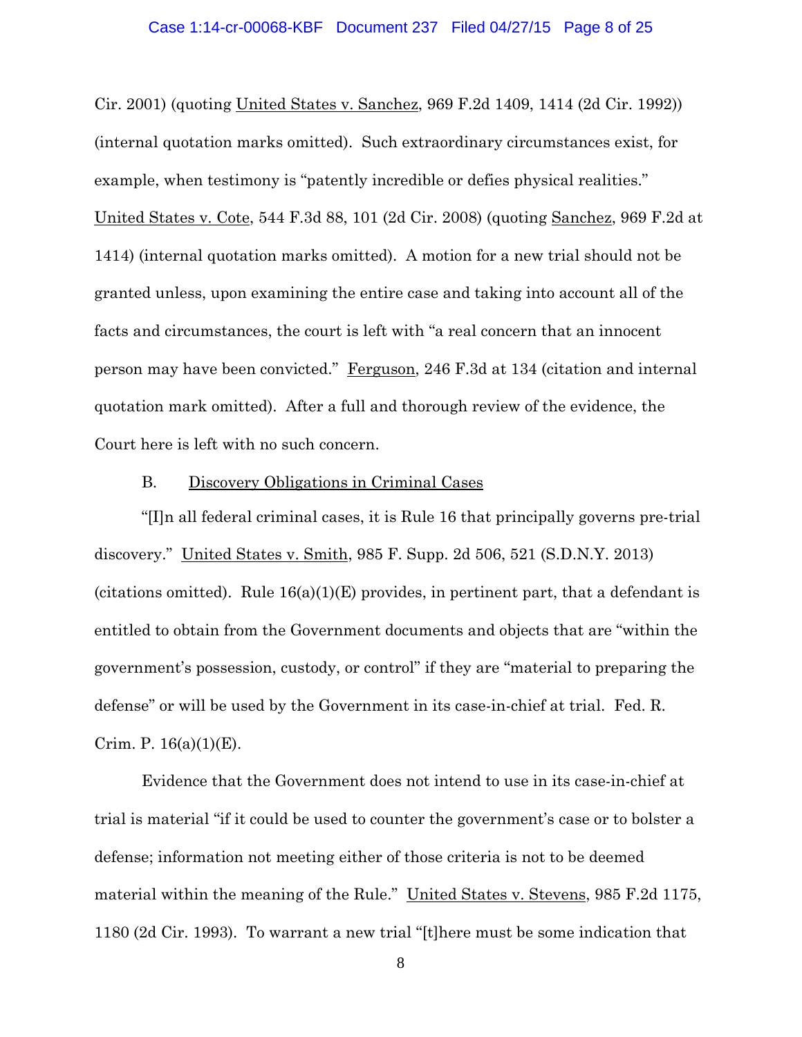Cir. 2001) (quoting United States v. Sanchez, 969 F.2d 1409, 1414 (2d Cir. 1992)) (internal quotation marks omitted). Such extraordinary circumstances exist, for example, when testimony is "patently incredible or defies physical realities." United States v. Cote, 544 F.3d 88, 101 (2d Cir. 2008) (quoting Sanchez, 969 F.2d at 1414) (internal quotation marks omitted). A motion for a new trial should not be granted unless, upon examining the entire case and taking into account all of the facts and circumstances, the court is left with "a real concern that an innocent person may have been convicted." Ferguson, 246 F.3d at 134 (citation and internal quotation mark omitted). After a full and thorough review of the evidence, the Court here is left with no such concern.

B. Discovery Obligations in Criminal Cases

"[I]n all federal criminal cases, it is Rule 16 that principally governs pre-trial discovery." United States v. Smith, 985 F. Supp. 2d 506, 521 (S.D.N.Y. 2013) (citations omitted). Rule 16(a)(1)(E) provides, in pertinent part, that a defendant is entitled to obtain from the Government documents and objects that are "within the government's possession, custody, or control" if they are "material to preparing the defense" or will be used by the Government in its case-in-chief at trial. Fed. R. Crim. P. 16(a)(1)(E).

Evidence that the Government does not intend to use in its case-in-chief at trial is material "if it could be used to counter the government's case or to bolster a defense; information not meeting either of those criteria is not to be deemed material within the meaning of the Rule." United States v. Stevens, 985 F.2d 1175, 1180 (2d Cir. 1993). To warrant a new trial "[t]here must be some indication that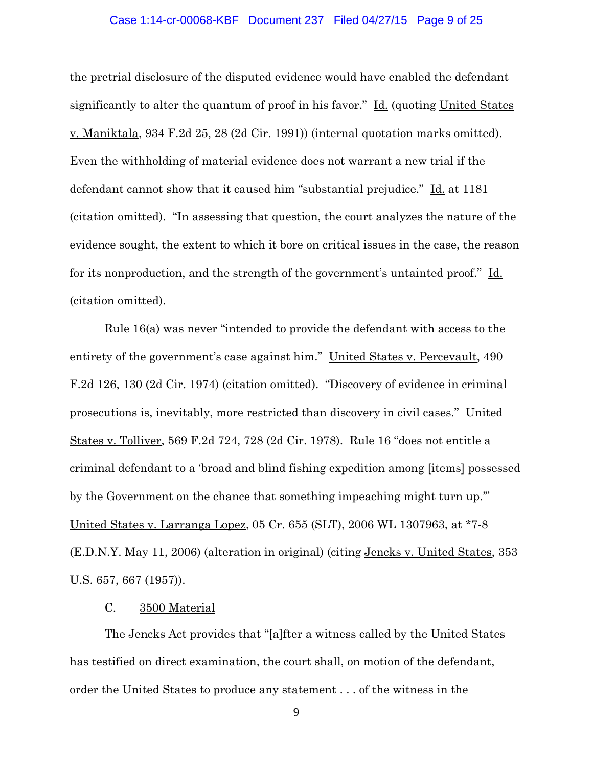the pretrial disclosure of the disputed evidence would have enabled the defendant significantly to alter the quantum of proof in his favor." Id. (quoting United States v. Maniktala, 934 F.2d 25, 28 (2d Cir. 1991)) (internal quotation marks omitted). Even the withholding of material evidence does not warrant a new trial if the defendant cannot show that it caused him "substantial prejudice." Id. at 1181 (citation omitted). "In assessing that question, the court analyzes the nature of the evidence sought, the extent to which it bore on critical issues in the case, the reason for its nonproduction, and the strength of the government's untainted proof." Id. (citation omitted).

Rule 16(a) was never "intended to provide the defendant with access to the entirety of the government's case against him." United States v. Percevault, 490 F.2d 126, 130 (2d Cir. 1974) (citation omitted). "Discovery of evidence in criminal prosecutions is, inevitably, more restricted than discovery in civil cases." United States v. Tolliver, 569 F.2d 724, 728 (2d Cir. 1978). Rule 16 "does not entitle a criminal defendant to a 'broad and blind fishing expedition among [items] possessed by the Government on the chance that something impeaching might turn up.'" United States v. Larranga Lopez, 05 Cr. 655 (SLT), 2006 WL 1307963, at *7-8 (E.D.N.Y. May 11, 2006) (alteration in original) (citing Jencks v. United States, 353 U.S. 657, 667 (1957)).

C. 3500 Material

The Jencks Act provides that "[a]fter a witness called by the United States has testified on direct examination, the court shall, on motion of the defendant, order the United States to produce any statement . . . of the witness in the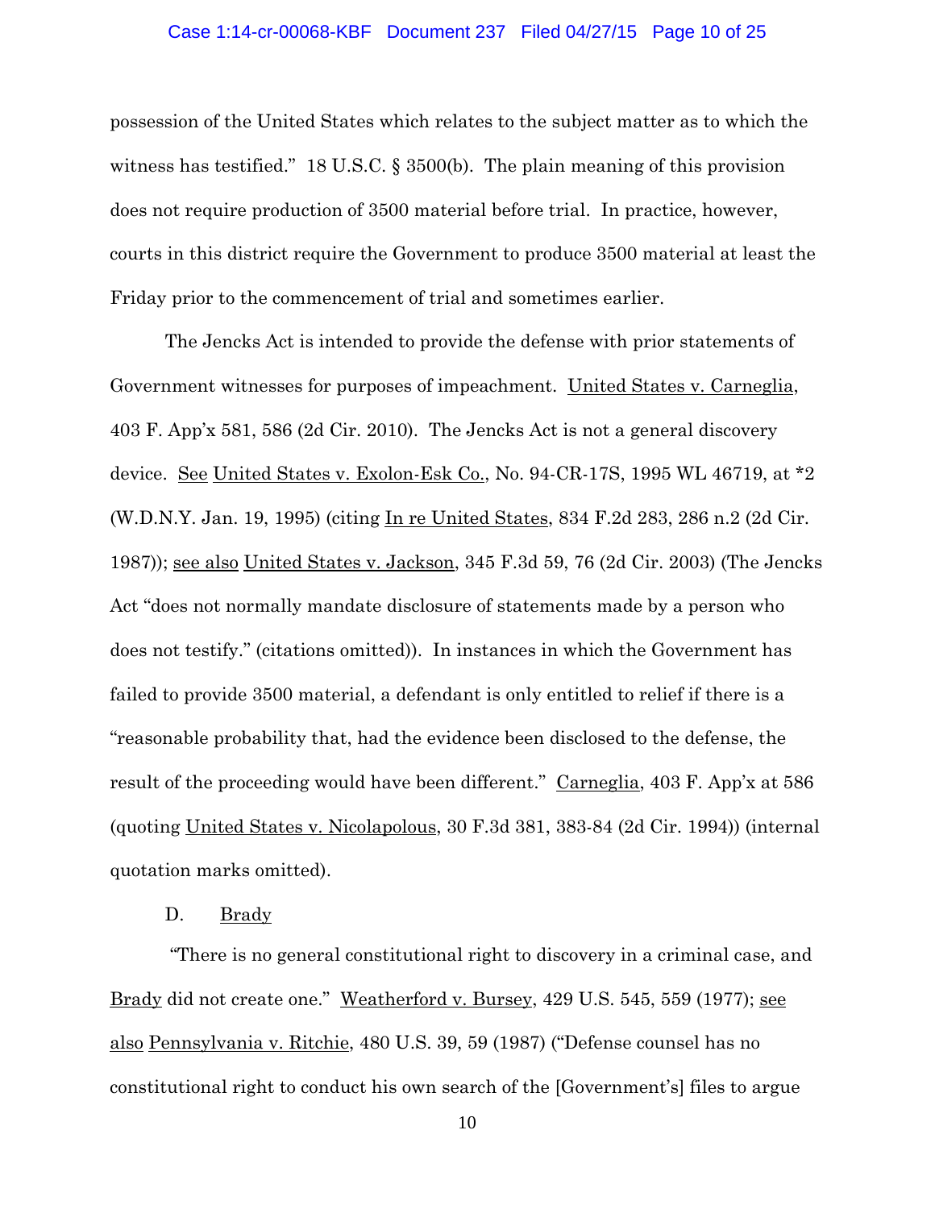possession of the United States which relates to the subject matter as to which the witness has testified." 18 U.S.C. § 3500(b). The plain meaning of this provision does not require production of 3500 material before trial. In practice, however, courts in this district require the Government to produce 3500 material at least the Friday prior to the commencement of trial and sometimes earlier.

The Jencks Act is intended to provide the defense with prior statements of Government witnesses for purposes of impeachment. United States v. Carneglia, 403 F. App'x 581, 586 (2d Cir. 2010). The Jencks Act is not a general discovery device. See United States v. Exolon-Esk Co., No. 94-CR-17S, 1995 WL 46719, at *2 (W.D.N.Y. Jan. 19, 1995) (citing In re United States, 834 F.2d 283, 286 n.2 (2d Cir. 1987)); see also United States v. Jackson, 345 F.3d 59, 76 (2d Cir. 2003) (The Jencks Act "does not normally mandate disclosure of statements made by a person who does not testify." (citations omitted)). In instances in which the Government has failed to provide 3500 material, a defendant is only entitled to relief if there is a "reasonable probability that, had the evidence been disclosed to the defense, the result of the proceeding would have been different." Carneglia, 403 F. App'x at 586 (quoting United States v. Nicolapolous, 30 F.3d 381, 383-84 (2d Cir. 1994)) (internal quotation marks omitted).

D. Brady

"There is no general constitutional right to discovery in a criminal case, and Brady did not create one." Weatherford v. Bursey, 429 U.S. 545, 559 (1977); see also Pennsylvania v. Ritchie, 480 U.S. 39, 59 (1987) ("Defense counsel has no constitutional right to conduct his own search of the [Government's] files to argue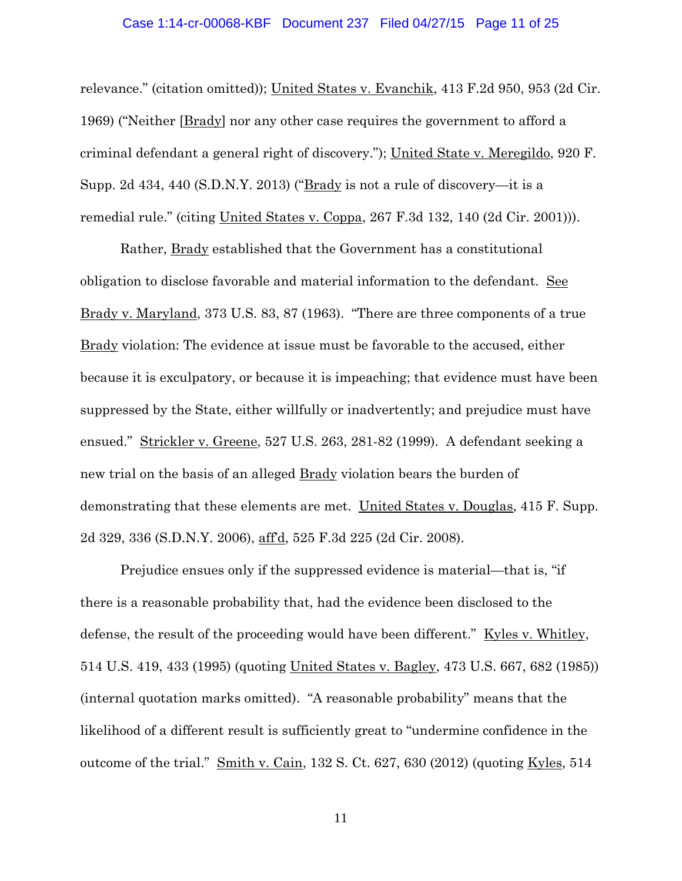relevance." (citation omitted)); United States v. Evanchik, 413 F.2d 950, 953 (2d Cir. 1969) ("Neither [Brady] nor any other case requires the government to afford a criminal defendant a general right of discovery."); United State v. Meregildo, 920 F. Supp. 2d 434, 440 (S.D.N.Y. 2013) ("Brady is not a rule of discovery—it is a remedial rule." (citing United States v. Coppa, 267 F.3d 132, 140 (2d Cir. 2001))).

Rather, Brady established that the Government has a constitutional obligation to disclose favorable and material information to the defendant. See Brady v. Maryland, 373 U.S. 83, 87 (1963). "There are three components of a true Brady violation: The evidence at issue must be favorable to the accused, either because it is exculpatory, or because it is impeaching; that evidence must have been suppressed by the State, either willfully or inadvertently; and prejudice must have ensued." Strickler v. Greene, 527 U.S. 263, 281-82 (1999). A defendant seeking a new trial on the basis of an alleged Brady violation bears the burden of demonstrating that these elements are met. United States v. Douglas, 415 F. Supp. 2d 329, 336 (S.D.N.Y. 2006), aff'd, 525 F.3d 225 (2d Cir. 2008).

Prejudice ensues only if the suppressed evidence is material—that is, "if there is a reasonable probability that, had the evidence been disclosed to the defense, the result of the proceeding would have been different." Kyles v. Whitley, 514 U.S. 419, 433 (1995) (quoting United States v. Bagley, 473 U.S. 667, 682 (1985)) (internal quotation marks omitted). "A reasonable probability" means that the likelihood of a different result is sufficiently great to "undermine confidence in the outcome of the trial." Smith v. Cain, 132 S. Ct. 627, 630 (2012) (quoting Kyles, 514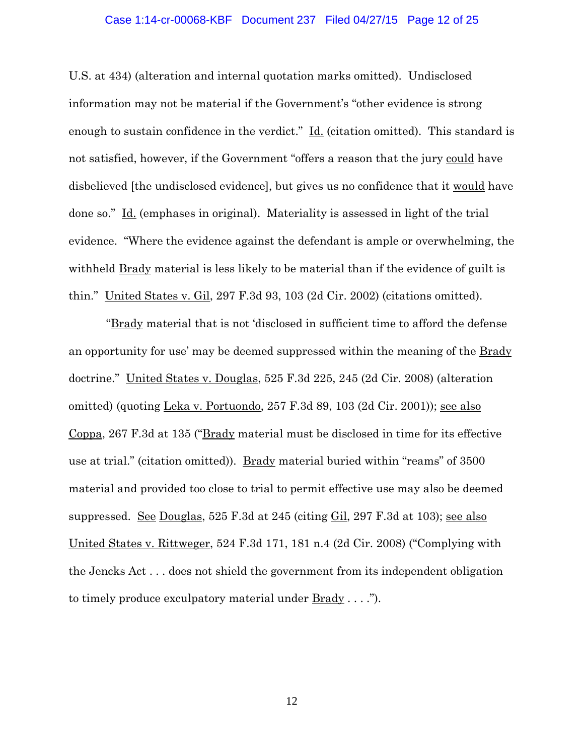U.S. at 434) (alteration and internal quotation marks omitted). Undisclosed information may not be material if the Government's "other evidence is strong enough to sustain confidence in the verdict." Id. (citation omitted). This standard is not satisfied, however, if the Government "offers a reason that the jury could have disbelieved [the undisclosed evidence], but gives us no confidence that it would have done so." Id. (emphases in original). Materiality is assessed in light of the trial evidence. "Where the evidence against the defendant is ample or overwhelming, the withheld Brady material is less likely to be material than if the evidence of guilt is thin." United States v. Gil, 297 F.3d 93, 103 (2d Cir. 2002) (citations omitted).

"Brady material that is not 'disclosed in sufficient time to afford the defense an opportunity for use' may be deemed suppressed within the meaning of the Brady doctrine." United States v. Douglas, 525 F.3d 225, 245 (2d Cir. 2008) (alteration omitted) (quoting Leka v. Portuondo, 257 F.3d 89, 103 (2d Cir. 2001)); see also Coppa, 267 F.3d at 135 ("Brady material must be disclosed in time for its effective use at trial." (citation omitted)). Brady material buried within "reams" of 3500 material and provided too close to trial to permit effective use may also be deemed suppressed. See Douglas, 525 F.3d at 245 (citing Gil, 297 F.3d at 103); see also United States v. Rittweger, 524 F.3d 171, 181 n.4 (2d Cir. 2008) ("Complying with the Jencks Act . . . does not shield the government from its independent obligation to timely produce exculpatory material under Brady . . . .").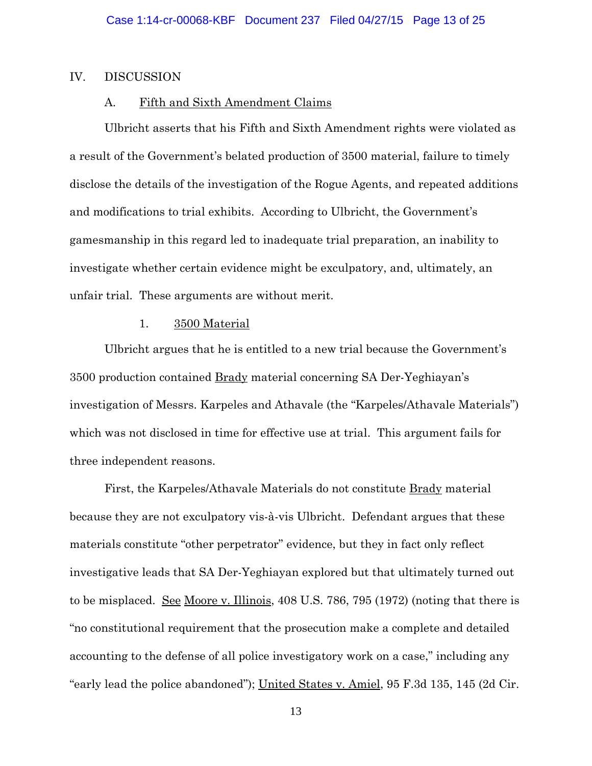## IV. DISCUSSION

### A. Fifth and Sixth Amendment Claims

Ulbricht asserts that his Fifth and Sixth Amendment rights were violated as a result of the Government's belated production of 3500 material, failure to timely disclose the details of the investigation of the Rogue Agents, and repeated additions and modifications to trial exhibits. According to Ulbricht, the Government's gamesmanship in this regard led to inadequate trial preparation, an inability to investigate whether certain evidence might be exculpatory, and, ultimately, an unfair trial. These arguments are without merit.

#### 1. 3500 Material

Ulbricht argues that he is entitled to a new trial because the Government's 3500 production contained Brady material concerning SA Der-Yeghiayan's investigation of Messrs. Karpeles and Athavale (the "Karpeles/Athavale Materials") which was not disclosed in time for effective use at trial. This argument fails for three independent reasons.

First, the Karpeles/Athavale Materials do not constitute Brady material because they are not exculpatory vis-à-vis Ulbricht. Defendant argues that these materials constitute "other perpetrator" evidence, but they in fact only reflect investigative leads that SA Der-Yeghiayan explored but that ultimately turned out to be misplaced. See Moore v. Illinois, 408 U.S. 786, 795 (1972) (noting that there is "no constitutional requirement that the prosecution make a complete and detailed accounting to the defense of all police investigatory work on a case," including any "early lead the police abandoned"); United States v. Amiel, 95 F.3d 135, 145 (2d Cir.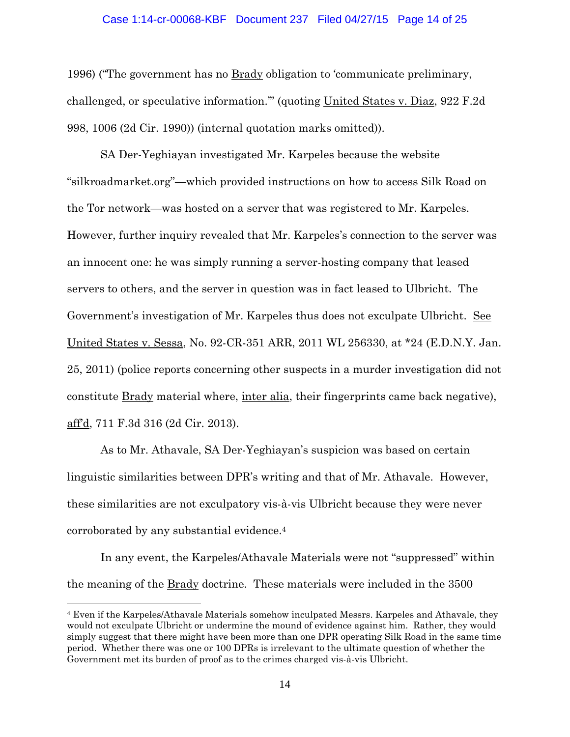1996) ("The government has no Brady obligation to 'communicate preliminary, challenged, or speculative information.'" (quoting United States v. Diaz, 922 F.2d 998, 1006 (2d Cir. 1990)) (internal quotation marks omitted)).

SA Der-Yeghiayan investigated Mr. Karpeles because the website "silkroadmarket.org"—which provided instructions on how to access Silk Road on the Tor network—was hosted on a server that was registered to Mr. Karpeles. However, further inquiry revealed that Mr. Karpeles's connection to the server was an innocent one: he was simply running a server-hosting company that leased servers to others, and the server in question was in fact leased to Ulbricht. The Government's investigation of Mr. Karpeles thus does not exculpate Ulbricht. See United States v. Sessa, No. 92-CR-351 ARR, 2011 WL 256330, at *24 (E.D.N.Y. Jan. 25, 2011) (police reports concerning other suspects in a murder investigation did not constitute Brady material where, inter alia, their fingerprints came back negative), aff'd, 711 F.3d 316 (2d Cir. 2013).

As to Mr. Athavale, SA Der-Yeghiayan's suspicion was based on certain linguistic similarities between DPR's writing and that of Mr. Athavale. However, these similarities are not exculpatory vis-à-vis Ulbricht because they were never corroborated by any substantial evidence.[4]

In any event, the Karpeles/Athavale Materials were not "suppressed" within the meaning of the Brady doctrine. These materials were included in the 3500

---

[4] Even if the Karpeles/Athavale Materials somehow inculpated Messrs. Karpeles and Athavale, they would not exculpate Ulbricht or undermine the mound of evidence against him. Rather, they would simply suggest that there might have been more than one DPR operating Silk Road in the same time period. Whether there was one or 100 DPRs is irrelevant to the ultimate question of whether the Government met its burden of proof as to the crimes charged vis-à-vis Ulbricht.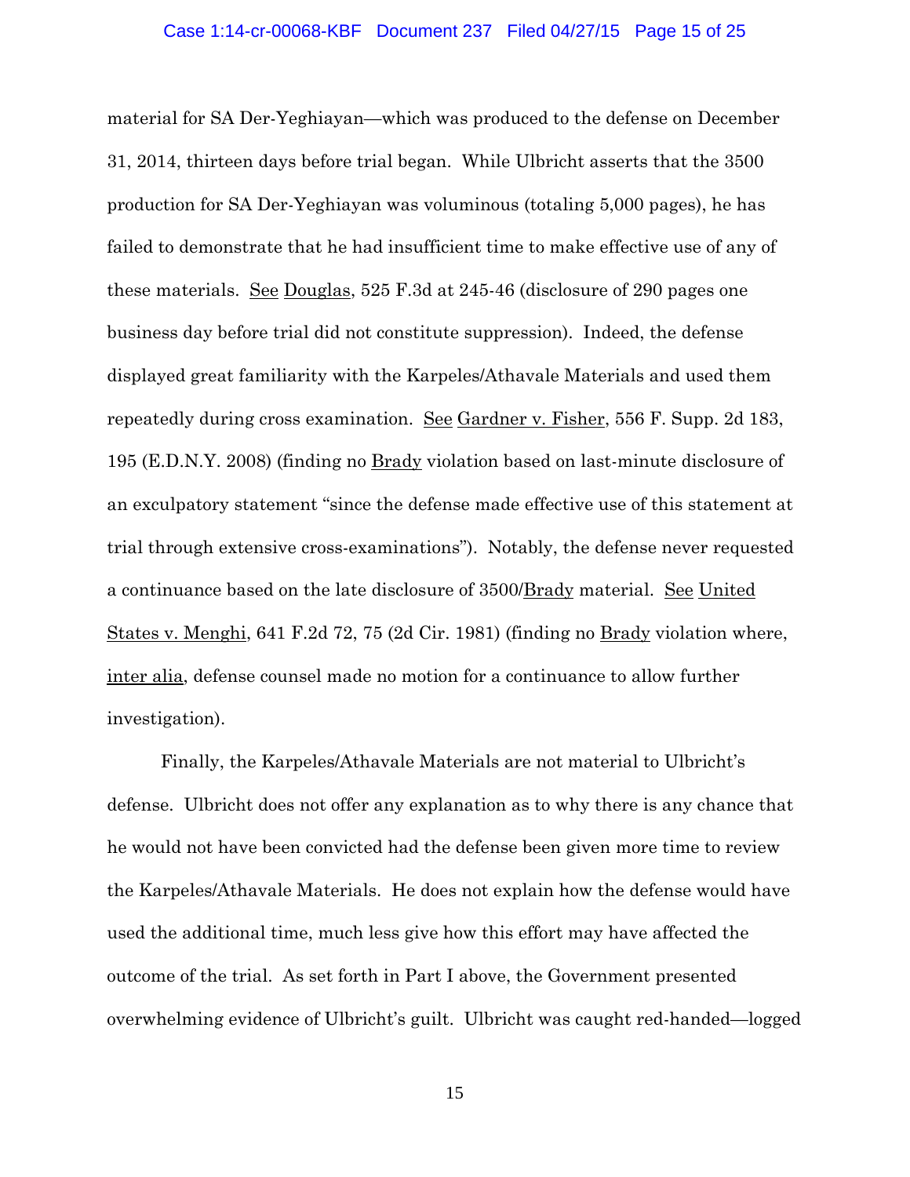material for SA Der-Yeghiayan—which was produced to the defense on December 31, 2014, thirteen days before trial began. While Ulbricht asserts that the 3500 production for SA Der-Yeghiayan was voluminous (totaling 5,000 pages), he has failed to demonstrate that he had insufficient time to make effective use of any of these materials. See Douglas, 525 F.3d at 245-46 (disclosure of 290 pages one business day before trial did not constitute suppression). Indeed, the defense displayed great familiarity with the Karpeles/Athavale Materials and used them repeatedly during cross examination. See Gardner v. Fisher, 556 F. Supp. 2d 183, 195 (E.D.N.Y. 2008) (finding no Brady violation based on last-minute disclosure of an exculpatory statement "since the defense made effective use of this statement at trial through extensive cross-examinations"). Notably, the defense never requested a continuance based on the late disclosure of 3500/Brady material. See United States v. Menghi, 641 F.2d 72, 75 (2d Cir. 1981) (finding no Brady violation where, inter alia, defense counsel made no motion for a continuance to allow further investigation).

Finally, the Karpeles/Athavale Materials are not material to Ulbricht's defense. Ulbricht does not offer any explanation as to why there is any chance that he would not have been convicted had the defense been given more time to review the Karpeles/Athavale Materials. He does not explain how the defense would have used the additional time, much less give how this effort may have affected the outcome of the trial. As set forth in Part I above, the Government presented overwhelming evidence of Ulbricht's guilt. Ulbricht was caught red-handed—logged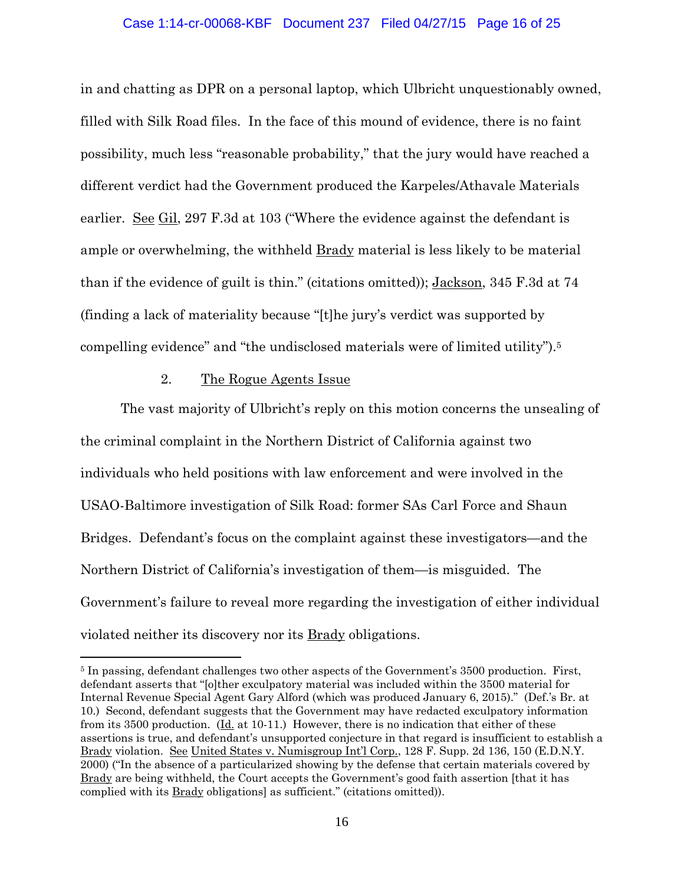in and chatting as DPR on a personal laptop, which Ulbricht unquestionably owned, filled with Silk Road files. In the face of this mound of evidence, there is no faint possibility, much less "reasonable probability," that the jury would have reached a different verdict had the Government produced the Karpeles/Athavale Materials earlier. See Gil, 297 F.3d at 103 ("Where the evidence against the defendant is ample or overwhelming, the withheld Brady material is less likely to be material than if the evidence of guilt is thin." (citations omitted)); Jackson, 345 F.3d at 74 (finding a lack of materiality because "[t]he jury's verdict was supported by compelling evidence" and "the undisclosed materials were of limited utility").[5]

2. The Rogue Agents Issue

The vast majority of Ulbricht's reply on this motion concerns the unsealing of the criminal complaint in the Northern District of California against two individuals who held positions with law enforcement and were involved in the USAO-Baltimore investigation of Silk Road: former SAs Carl Force and Shaun Bridges. Defendant's focus on the complaint against these investigators—and the Northern District of California's investigation of them—is misguided. The Government's failure to reveal more regarding the investigation of either individual violated neither its discovery nor its Brady obligations.

---

[5] In passing, defendant challenges two other aspects of the Government's 3500 production. First, defendant asserts that "[o]ther exculpatory material was included within the 3500 material for Internal Revenue Special Agent Gary Alford (which was produced January 6, 2015)." (Def.'s Br. at 10.) Second, defendant suggests that the Government may have redacted exculpatory information from its 3500 production. (Id. at 10-11.) However, there is no indication that either of these assertions is true, and defendant's unsupported conjecture in that regard is insufficient to establish a Brady violation. See United States v. Numisgroup Int'l Corp., 128 F. Supp. 2d 136, 150 (E.D.N.Y. 2000) ("In the absence of a particularized showing by the defense that certain materials covered by Brady are being withheld, the Court accepts the Government's good faith assertion [that it has complied with its Brady obligations] as sufficient." (citations omitted)).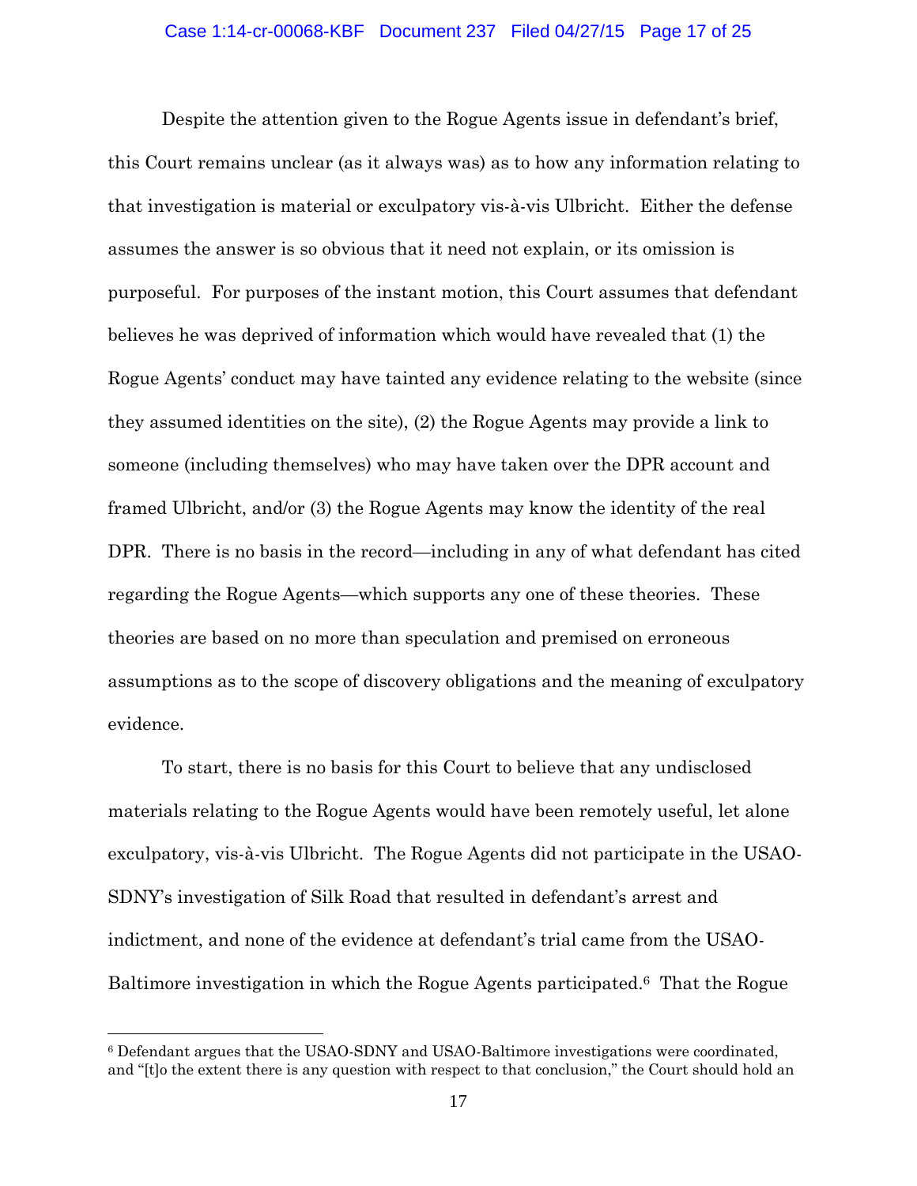Despite the attention given to the Rogue Agents issue in defendant's brief, this Court remains unclear (as it always was) as to how any information relating to that investigation is material or exculpatory vis-à-vis Ulbricht. Either the defense assumes the answer is so obvious that it need not explain, or its omission is purposeful. For purposes of the instant motion, this Court assumes that defendant believes he was deprived of information which would have revealed that (1) the Rogue Agents' conduct may have tainted any evidence relating to the website (since they assumed identities on the site), (2) the Rogue Agents may provide a link to someone (including themselves) who may have taken over the DPR account and framed Ulbricht, and/or (3) the Rogue Agents may know the identity of the real DPR. There is no basis in the record—including in any of what defendant has cited regarding the Rogue Agents—which supports any one of these theories. These theories are based on no more than speculation and premised on erroneous assumptions as to the scope of discovery obligations and the meaning of exculpatory evidence.

To start, there is no basis for this Court to believe that any undisclosed materials relating to the Rogue Agents would have been remotely useful, let alone exculpatory, vis-à-vis Ulbricht. The Rogue Agents did not participate in the USAO-SDNY's investigation of Silk Road that resulted in defendant's arrest and indictment, and none of the evidence at defendant's trial came from the USAO-Baltimore investigation in which the Rogue Agents participated.[6] That the Rogue

---

[6] Defendant argues that the USAO-SDNY and USAO-Baltimore investigations were coordinated, and "[t]o the extent there is any question with respect to that conclusion," the Court should hold an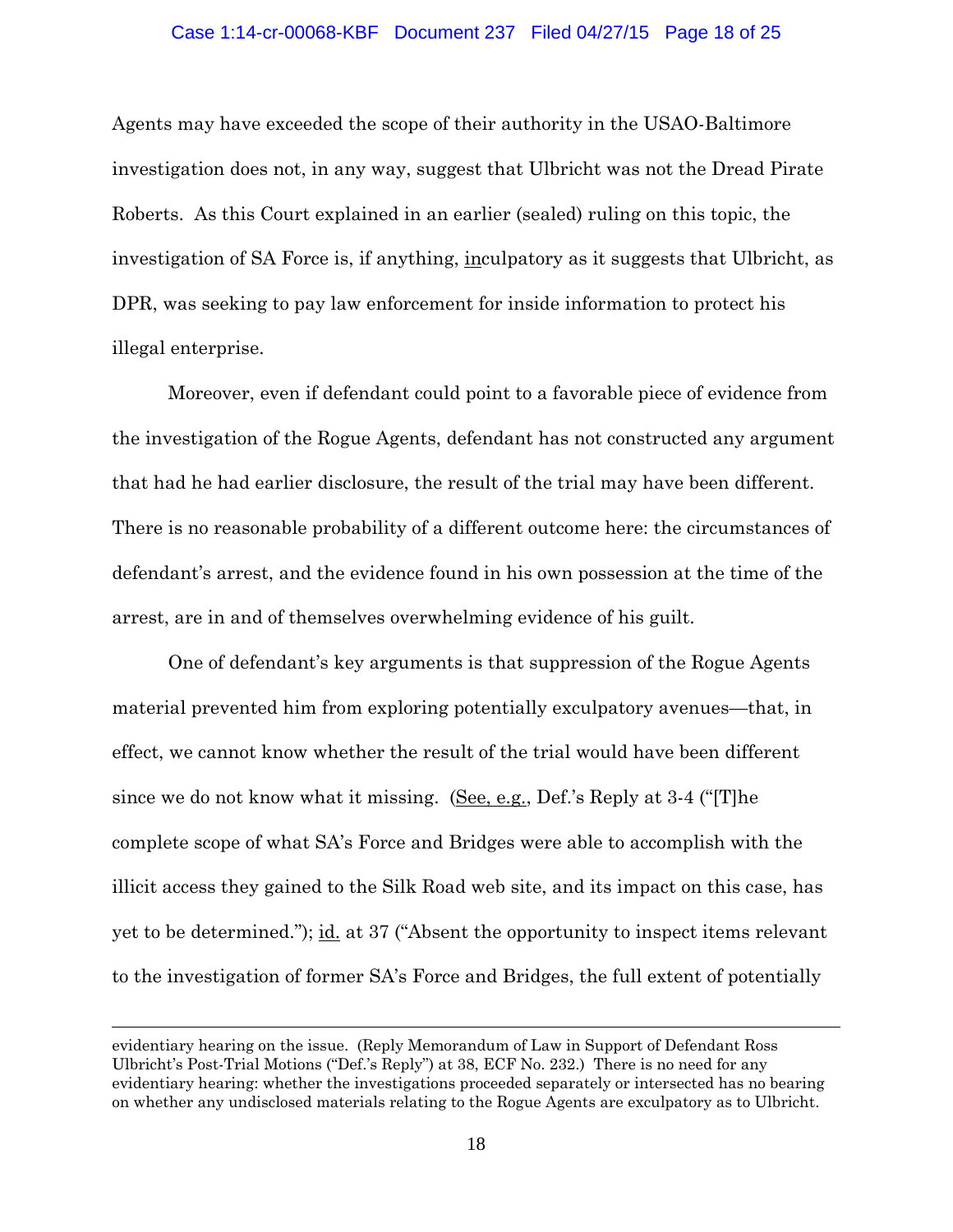Agents may have exceeded the scope of their authority in the USAO-Baltimore investigation does not, in any way, suggest that Ulbricht was not the Dread Pirate Roberts. As this Court explained in an earlier (sealed) ruling on this topic, the investigation of SA Force is, if anything, inculpatory as it suggests that Ulbricht, as DPR, was seeking to pay law enforcement for inside information to protect his illegal enterprise.

Moreover, even if defendant could point to a favorable piece of evidence from the investigation of the Rogue Agents, defendant has not constructed any argument that had he had earlier disclosure, the result of the trial may have been different. There is no reasonable probability of a different outcome here: the circumstances of defendant's arrest, and the evidence found in his own possession at the time of the arrest, are in and of themselves overwhelming evidence of his guilt.

One of defendant's key arguments is that suppression of the Rogue Agents material prevented him from exploring potentially exculpatory avenues—that, in effect, we cannot know whether the result of the trial would have been different since we do not know what it missing. (See, e.g., Def.'s Reply at 3-4 ("[T]he complete scope of what SA's Force and Bridges were able to accomplish with the illicit access they gained to the Silk Road web site, and its impact on this case, has yet to be determined."); id. at 37 ("Absent the opportunity to inspect items relevant to the investigation of former SA's Force and Bridges, the full extent of potentially

---

evidentiary hearing on the issue. (Reply Memorandum of Law in Support of Defendant Ross Ulbricht's Post-Trial Motions ("Def.'s Reply") at 38, ECF No. 232.) There is no need for any evidentiary hearing: whether the investigations proceeded separately or intersected has no bearing on whether any undisclosed materials relating to the Rogue Agents are exculpatory as to Ulbricht.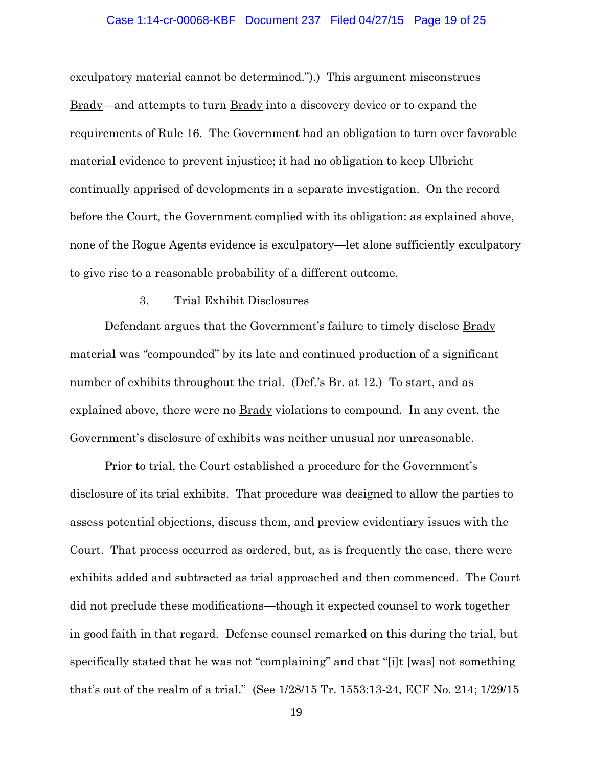exculpatory material cannot be determined.").) This argument misconstrues Brady—and attempts to turn Brady into a discovery device or to expand the requirements of Rule 16. The Government had an obligation to turn over favorable material evidence to prevent injustice; it had no obligation to keep Ulbricht continually apprised of developments in a separate investigation. On the record before the Court, the Government complied with its obligation: as explained above, none of the Rogue Agents evidence is exculpatory—let alone sufficiently exculpatory to give rise to a reasonable probability of a different outcome.

### 3. Trial Exhibit Disclosures

Defendant argues that the Government's failure to timely disclose Brady material was "compounded" by its late and continued production of a significant number of exhibits throughout the trial. (Def.'s Br. at 12.) To start, and as explained above, there were no Brady violations to compound. In any event, the Government's disclosure of exhibits was neither unusual nor unreasonable.

Prior to trial, the Court established a procedure for the Government's disclosure of its trial exhibits. That procedure was designed to allow the parties to assess potential objections, discuss them, and preview evidentiary issues with the Court. That process occurred as ordered, but, as is frequently the case, there were exhibits added and subtracted as trial approached and then commenced. The Court did not preclude these modifications—though it expected counsel to work together in good faith in that regard. Defense counsel remarked on this during the trial, but specifically stated that he was not "complaining" and that "[i]t [was] not something that's out of the realm of a trial." (See 1/28/15 Tr. 1553:13-24, ECF No. 214; 1/29/15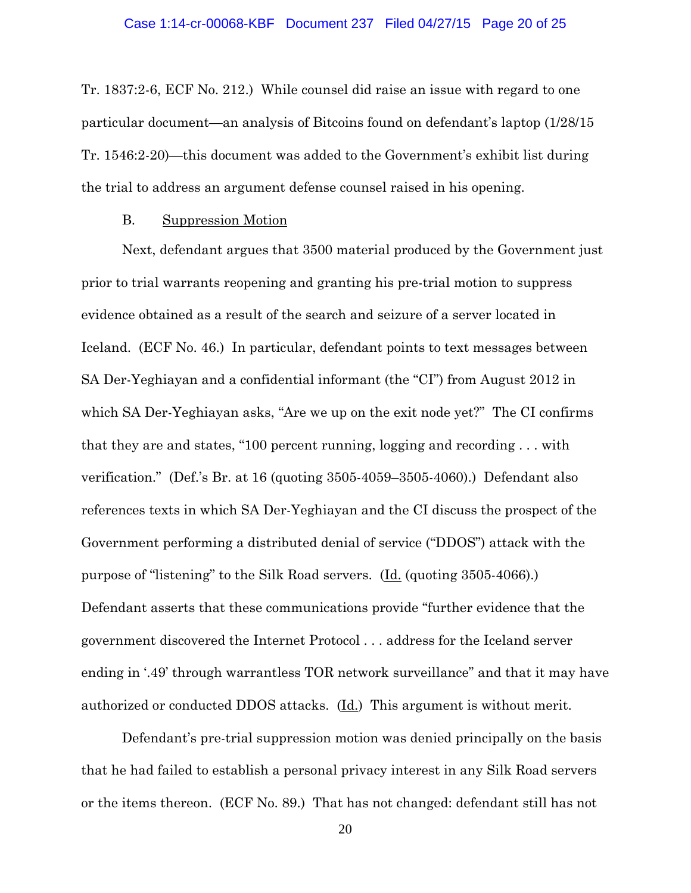Tr. 1837:2-6, ECF No. 212.) While counsel did raise an issue with regard to one particular document—an analysis of Bitcoins found on defendant's laptop (1/28/15 Tr. 1546:2-20)—this document was added to the Government's exhibit list during the trial to address an argument defense counsel raised in his opening.

B. Suppression Motion

Next, defendant argues that 3500 material produced by the Government just prior to trial warrants reopening and granting his pre-trial motion to suppress evidence obtained as a result of the search and seizure of a server located in Iceland. (ECF No. 46.) In particular, defendant points to text messages between SA Der-Yeghiayan and a confidential informant (the "CI") from August 2012 in which SA Der-Yeghiayan asks, "Are we up on the exit node yet?" The CI confirms that they are and states, "100 percent running, logging and recording . . . with verification." (Def.'s Br. at 16 (quoting 3505-4059–3505-4060).) Defendant also references texts in which SA Der-Yeghiayan and the CI discuss the prospect of the Government performing a distributed denial of service ("DDOS") attack with the purpose of "listening" to the Silk Road servers. (Id. (quoting 3505-4066).) Defendant asserts that these communications provide "further evidence that the government discovered the Internet Protocol . . . address for the Iceland server ending in '.49' through warrantless TOR network surveillance" and that it may have authorized or conducted DDOS attacks. (Id.) This argument is without merit.

Defendant's pre-trial suppression motion was denied principally on the basis that he had failed to establish a personal privacy interest in any Silk Road servers or the items thereon. (ECF No. 89.) That has not changed: defendant still has not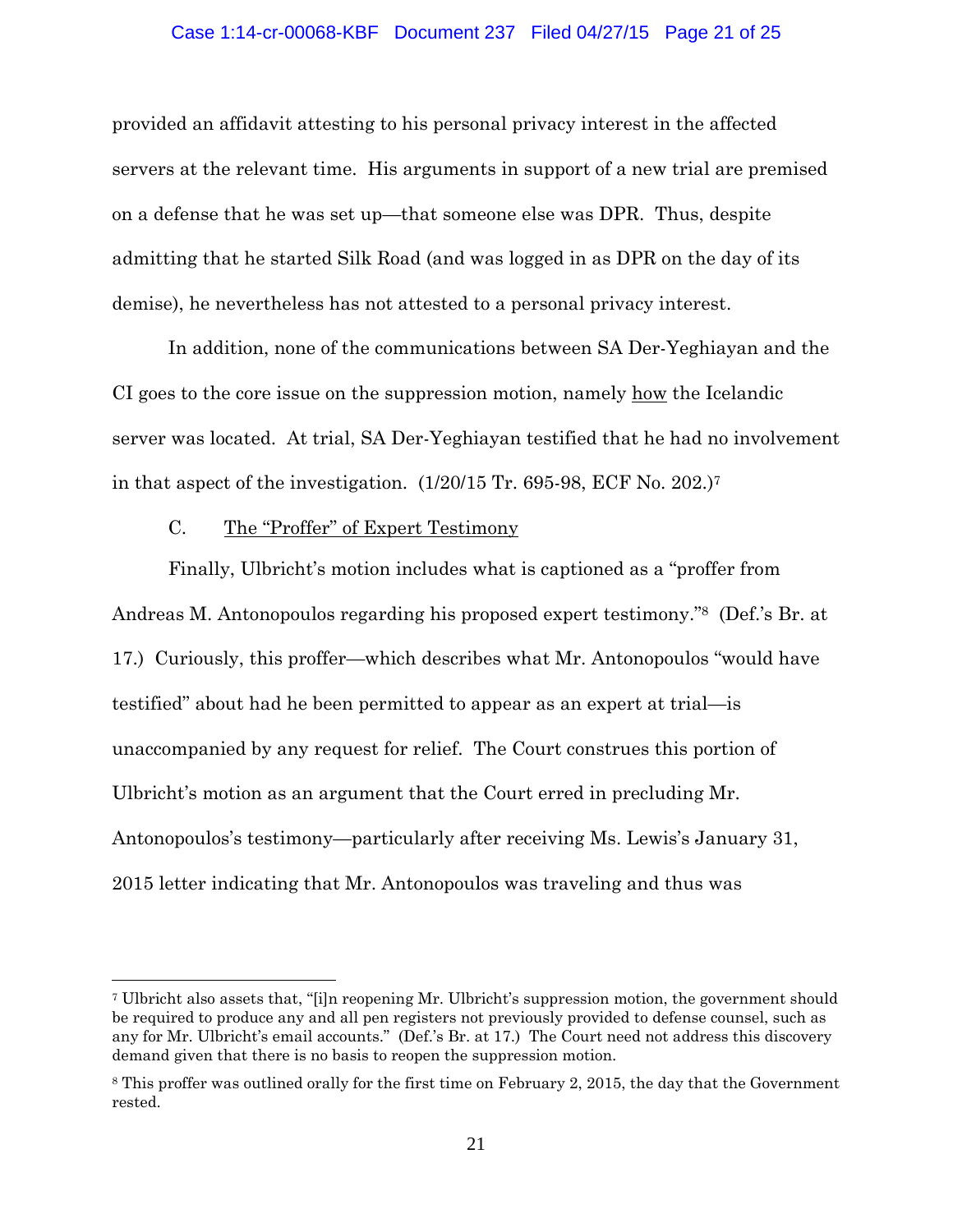provided an affidavit attesting to his personal privacy interest in the affected servers at the relevant time. His arguments in support of a new trial are premised on a defense that he was set up—that someone else was DPR. Thus, despite admitting that he started Silk Road (and was logged in as DPR on the day of its demise), he nevertheless has not attested to a personal privacy interest.

In addition, none of the communications between SA Der-Yeghiayan and the CI goes to the core issue on the suppression motion, namely <u>how</u> the Icelandic server was located. At trial, SA Der-Yeghiayan testified that he had no involvement in that aspect of the investigation. (1/20/15 Tr. 695-98, ECF No. 202.)[7]

C. <u>The "Proffer" of Expert Testimony</u>

Finally, Ulbricht's motion includes what is captioned as a "proffer from Andreas M. Antonopoulos regarding his proposed expert testimony."[8] (Def.'s Br. at 17.) Curiously, this proffer—which describes what Mr. Antonopoulos "would have testified" about had he been permitted to appear as an expert at trial—is unaccompanied by any request for relief. The Court construes this portion of Ulbricht's motion as an argument that the Court erred in precluding Mr. Antonopoulos's testimony—particularly after receiving Ms. Lewis's January 31, 2015 letter indicating that Mr. Antonopoulos was traveling and thus was

---

[7] Ulbricht also assets that, "[i]n reopening Mr. Ulbricht's suppression motion, the government should be required to produce any and all pen registers not previously provided to defense counsel, such as any for Mr. Ulbricht's email accounts." (Def.'s Br. at 17.) The Court need not address this discovery demand given that there is no basis to reopen the suppression motion.

[8] This proffer was outlined orally for the first time on February 2, 2015, the day that the Government rested.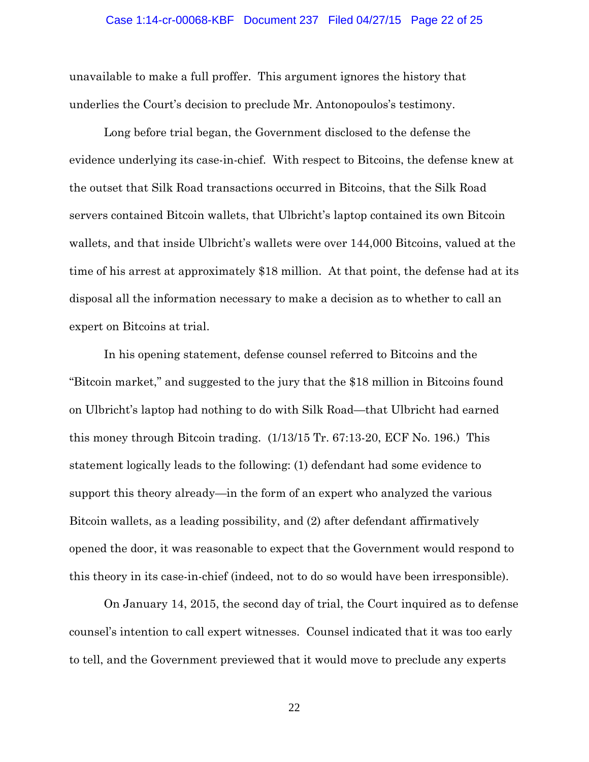unavailable to make a full proffer. This argument ignores the history that underlies the Court's decision to preclude Mr. Antonopoulos's testimony.

Long before trial began, the Government disclosed to the defense the evidence underlying its case-in-chief. With respect to Bitcoins, the defense knew at the outset that Silk Road transactions occurred in Bitcoins, that the Silk Road servers contained Bitcoin wallets, that Ulbricht's laptop contained its own Bitcoin wallets, and that inside Ulbricht's wallets were over 144,000 Bitcoins, valued at the time of his arrest at approximately $18 million. At that point, the defense had at its disposal all the information necessary to make a decision as to whether to call an expert on Bitcoins at trial.

In his opening statement, defense counsel referred to Bitcoins and the "Bitcoin market," and suggested to the jury that the $18 million in Bitcoins found on Ulbricht's laptop had nothing to do with Silk Road—that Ulbricht had earned this money through Bitcoin trading. (1/13/15 Tr. 67:13-20, ECF No. 196.) This statement logically leads to the following: (1) defendant had some evidence to support this theory already—in the form of an expert who analyzed the various Bitcoin wallets, as a leading possibility, and (2) after defendant affirmatively opened the door, it was reasonable to expect that the Government would respond to this theory in its case-in-chief (indeed, not to do so would have been irresponsible).

On January 14, 2015, the second day of trial, the Court inquired as to defense counsel's intention to call expert witnesses. Counsel indicated that it was too early to tell, and the Government previewed that it would move to preclude any experts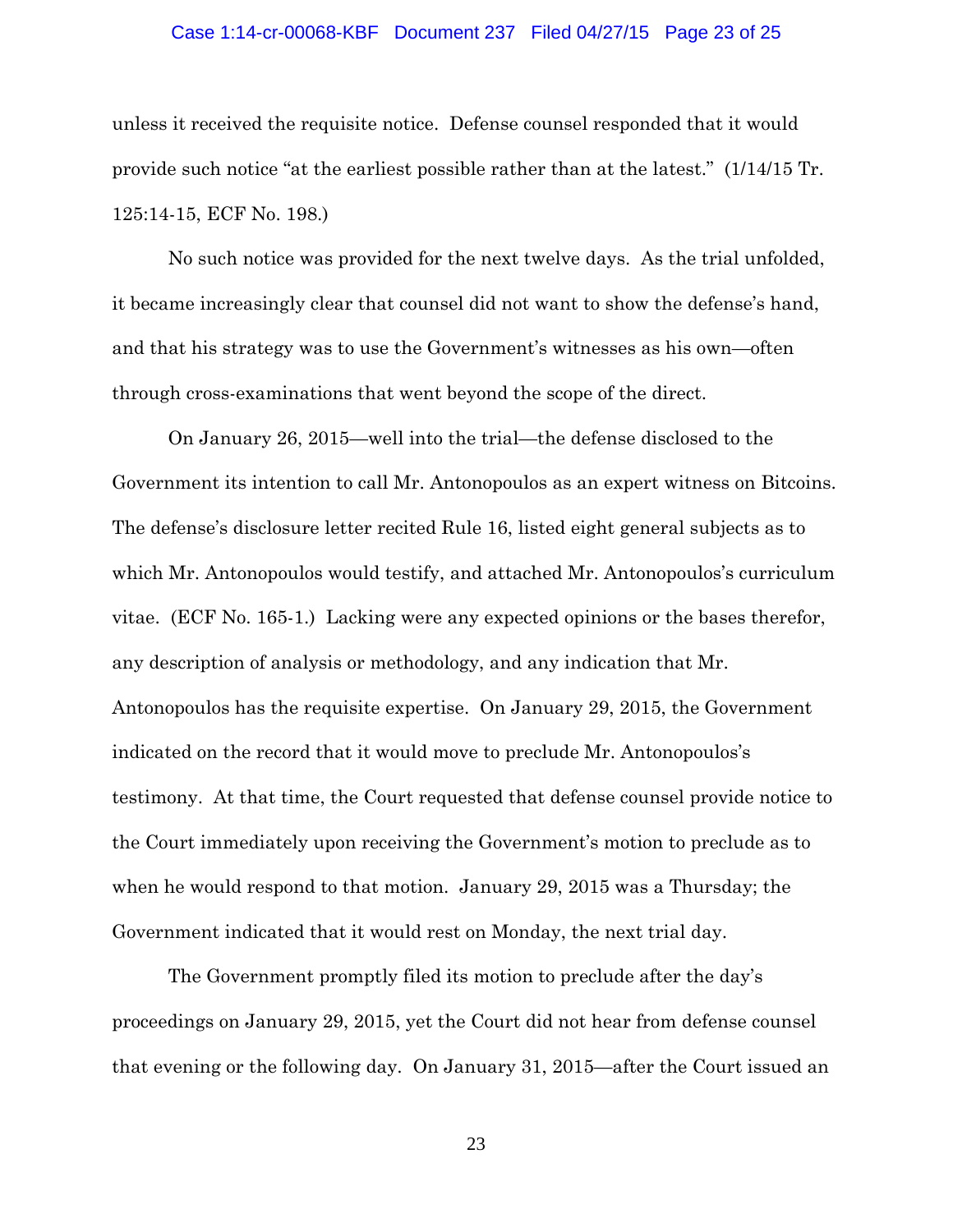unless it received the requisite notice. Defense counsel responded that it would provide such notice "at the earliest possible rather than at the latest." (1/14/15 Tr. 125:14-15, ECF No. 198.)

No such notice was provided for the next twelve days. As the trial unfolded, it became increasingly clear that counsel did not want to show the defense's hand, and that his strategy was to use the Government's witnesses as his own—often through cross-examinations that went beyond the scope of the direct.

On January 26, 2015—well into the trial—the defense disclosed to the Government its intention to call Mr. Antonopoulos as an expert witness on Bitcoins. The defense's disclosure letter recited Rule 16, listed eight general subjects as to which Mr. Antonopoulos would testify, and attached Mr. Antonopoulos's curriculum vitae. (ECF No. 165-1.) Lacking were any expected opinions or the bases therefor, any description of analysis or methodology, and any indication that Mr. Antonopoulos has the requisite expertise. On January 29, 2015, the Government indicated on the record that it would move to preclude Mr. Antonopoulos's testimony. At that time, the Court requested that defense counsel provide notice to the Court immediately upon receiving the Government's motion to preclude as to when he would respond to that motion. January 29, 2015 was a Thursday; the Government indicated that it would rest on Monday, the next trial day.

The Government promptly filed its motion to preclude after the day's proceedings on January 29, 2015, yet the Court did not hear from defense counsel that evening or the following day. On January 31, 2015—after the Court issued an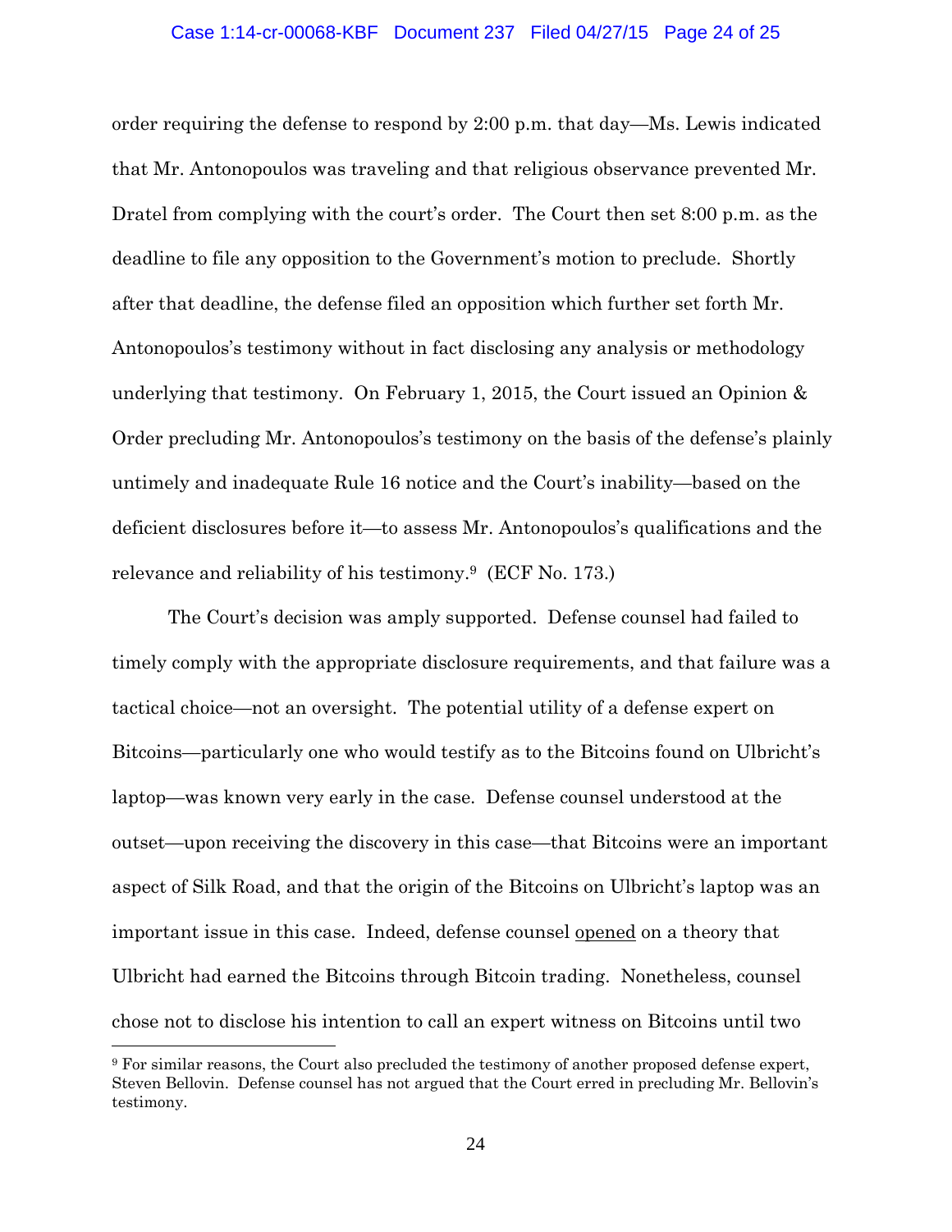order requiring the defense to respond by 2:00 p.m. that day—Ms. Lewis indicated that Mr. Antonopoulos was traveling and that religious observance prevented Mr. Dratel from complying with the court's order. The Court then set 8:00 p.m. as the deadline to file any opposition to the Government's motion to preclude. Shortly after that deadline, the defense filed an opposition which further set forth Mr. Antonopoulos's testimony without in fact disclosing any analysis or methodology underlying that testimony. On February 1, 2015, the Court issued an Opinion & Order precluding Mr. Antonopoulos's testimony on the basis of the defense's plainly untimely and inadequate Rule 16 notice and the Court's inability—based on the deficient disclosures before it—to assess Mr. Antonopoulos's qualifications and the relevance and reliability of his testimony.[9] (ECF No. 173.)

The Court's decision was amply supported. Defense counsel had failed to timely comply with the appropriate disclosure requirements, and that failure was a tactical choice—not an oversight. The potential utility of a defense expert on Bitcoins—particularly one who would testify as to the Bitcoins found on Ulbricht's laptop—was known very early in the case. Defense counsel understood at the outset—upon receiving the discovery in this case—that Bitcoins were an important aspect of Silk Road, and that the origin of the Bitcoins on Ulbricht's laptop was an important issue in this case. Indeed, defense counsel <u>opened</u> on a theory that Ulbricht had earned the Bitcoins through Bitcoin trading. Nonetheless, counsel chose not to disclose his intention to call an expert witness on Bitcoins until two

---

[9] For similar reasons, the Court also precluded the testimony of another proposed defense expert, Steven Bellovin. Defense counsel has not argued that the Court erred in precluding Mr. Bellovin's testimony.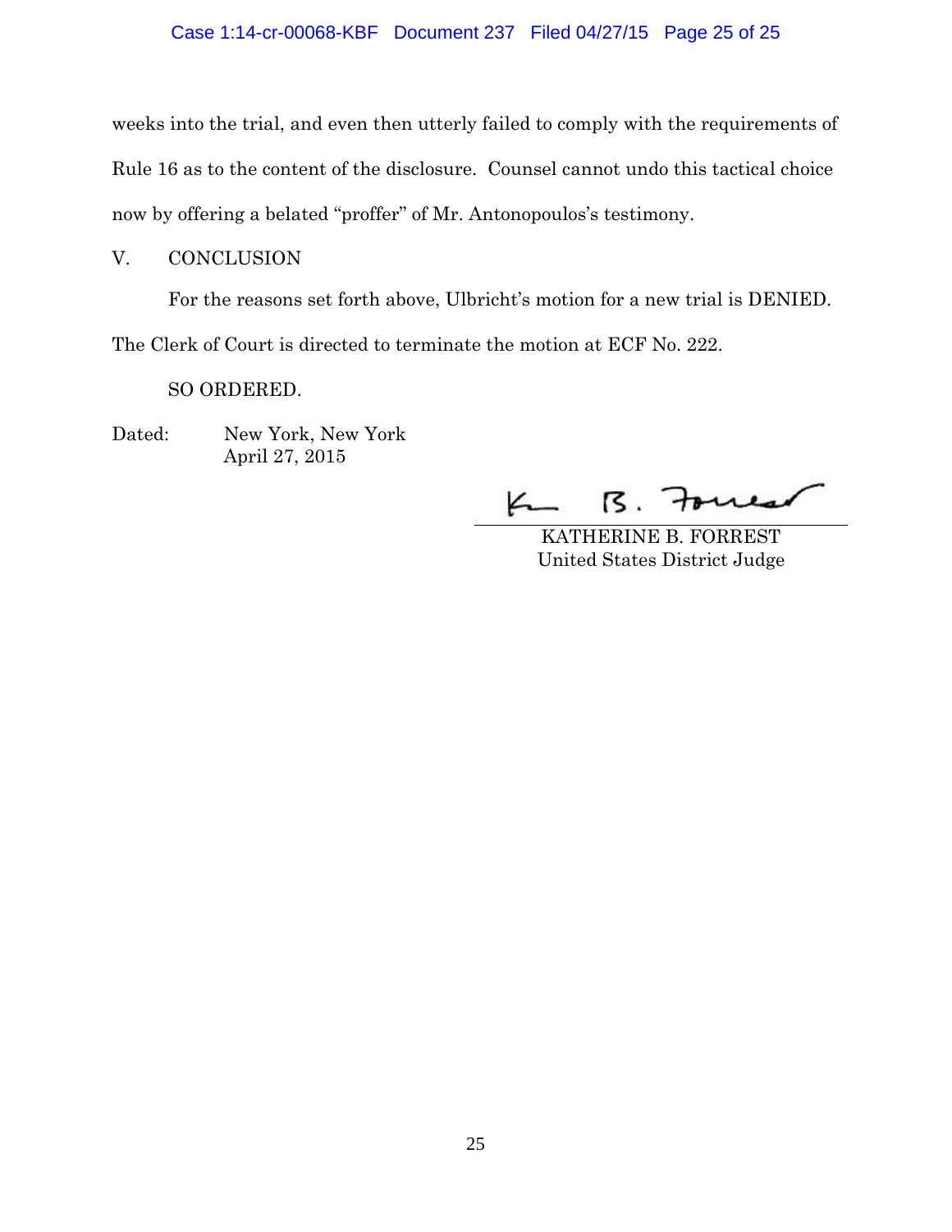weeks into the trial, and even then utterly failed to comply with the requirements of Rule 16 as to the content of the disclosure. Counsel cannot undo this tactical choice now by offering a belated "proffer" of Mr. Antonopoulos's testimony.

## V. CONCLUSION

For the reasons set forth above, Ulbricht's motion for a new trial is DENIED. The Clerk of Court is directed to terminate the motion at ECF No. 222.

SO ORDERED.

Dated: New York, New York
April 27, 2015

K. B. Forrest

KATHERINE B. FORREST
United States District Judge